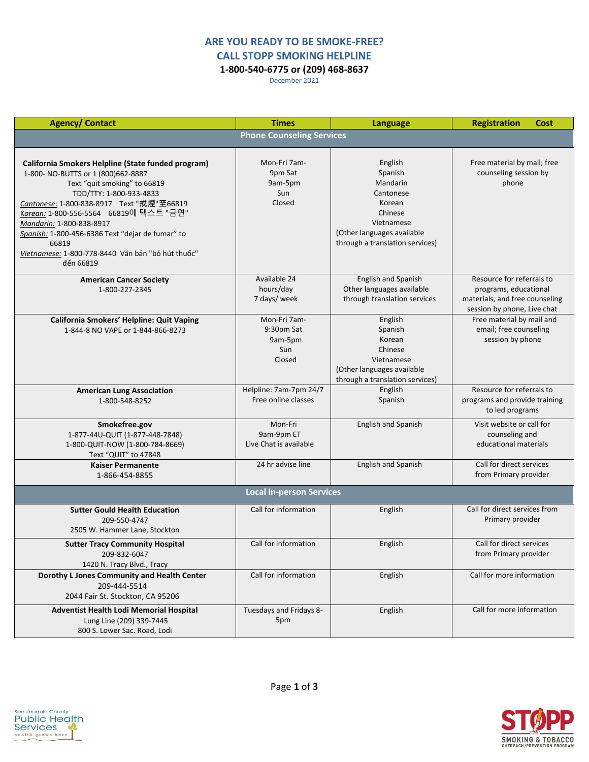# ARE YOU READY TO BE SMOKE-FREE?

## CALL STOPP SMOKING HELPLINE

**1-800-540-6775 or (209) 468-8637**

December 2021

| Agency/ Contact | Times | Language | Registration Cost |
|---|---|---|---|
| **Phone Counseling Services** | | | |
| **California Smokers Helpline (State funded program)** 1-800- NO-BUTTS or 1 (800)662-8887 Text "quit smoking" to 66819 TDD/TTY: 1-800-933-4833 *Cantonese*: 1-800-838-8917 Text "戒煙"至66819 *Korean:* 1-800-556-5564 66819에 텍스트 "금연" *Mandarin:* 1-800-838-8917 *Spanish:* 1-800-456-6386 Text "dejar de fumar" to 66819 *Vietnamese:* 1-800-778-8440 Văn bản "bỏ hút thuốc" đến 66819 | Mon-Fri 7am-9pm Sat 9am-5pm Sun Closed | English Spanish Mandarin Cantonese Korean Chinese Vietnamese (Other languages available through a translation services) | Free material by mail; free counseling session by phone |
| **American Cancer Society** 1-800-227-2345 | Available 24 hours/day 7 days/ week | English and Spanish Other languages available through translation services | Resource for referrals to programs, educational materials, and free counseling session by phone, Live chat |
| **California Smokers' Helpline: Quit Vaping** 1-844-8 NO VAPE or 1-844-866-8273 | Mon-Fri 7am-9:30pm Sat 9am-5pm Sun Closed | English Spanish Korean Chinese Vietnamese (Other languages available through a translation services) | Free material by mail and email; free counseling session by phone |
| **American Lung Association** 1-800-548-8252 | Helpline: 7am-7pm 24/7 Free online classes | English Spanish | Resource for referrals to programs and provide training to led programs |
| **Smokefree.gov** 1-877-44U-QUIT (1-877-448-7848) 1-800-QUIT-NOW (1-800-784-8669) Text "QUIT" to 47848 | Mon-Fri 9am-9pm ET Live Chat is available | English and Spanish | Visit website or call for counseling and educational materials |
| **Kaiser Permanente** 1-866-454-8855 | 24 hr advise line | English and Spanish | Call for direct services from Primary provider |
| **Local in-person Services** | | | |
| **Sutter Gould Health Education** 209-550-4747 2505 W. Hammer Lane, Stockton | Call for information | English | Call for direct services from Primary provider |
| **Sutter Tracy Community Hospital** 209-832-6047 1420 N. Tracy Blvd., Tracy | Call for information | English | Call for direct services from Primary provider |
| **Dorothy L Jones Community and Health Center** 209-444-5514 2044 Fair St. Stockton, CA 95206 | Call for information | English | Call for more information |
| **Adventist Health Lodi Memorial Hospital** Lung Line (209) 339-7445 800 S. Lower Sac. Road, Lodi | Tuesdays and Fridays 8-5pm | English | Call for more information |

San Joaquin County Public Health Services — health grows here

STOPP SMOKING & TOBACCO OUTREACH/PREVENTION PROGRAM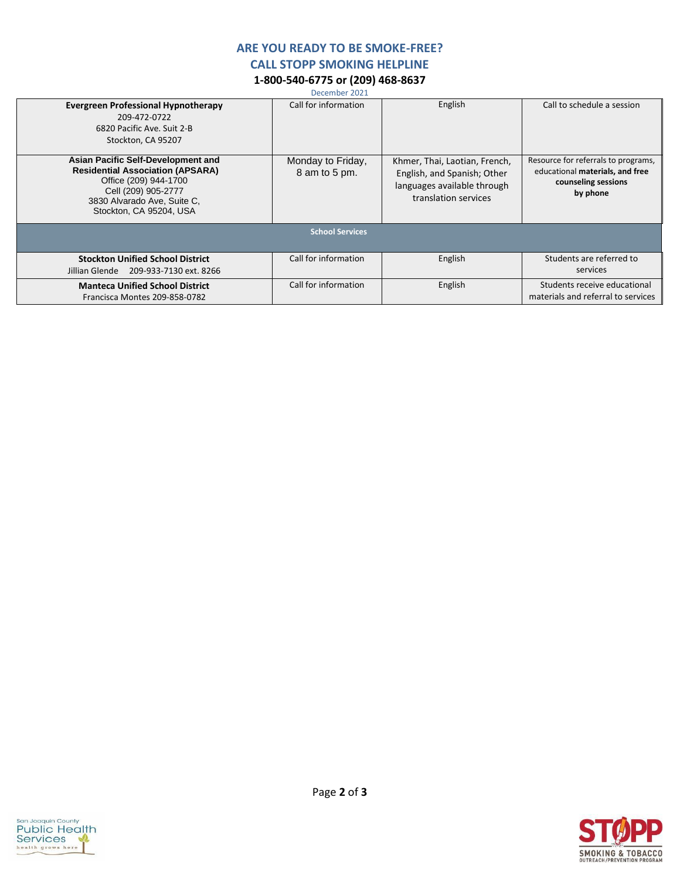## ARE YOU READY TO BE SMOKE-FREE?
## CALL STOPP SMOKING HELPLINE
### 1-800-540-6775 or (209) 468-8637

December 2021

| | | | |
|---|---|---|---|
| **Evergreen Professional Hypnotherapy**<br>209-472-0722<br>6820 Pacific Ave. Suit 2-B<br>Stockton, CA 95207 | Call for information | English | Call to schedule a session |
| **Asian Pacific Self-Development and Residential Association (APSARA)**<br>Office (209) 944-1700<br>Cell (209) 905-2777<br>3830 Alvarado Ave, Suite C,<br>Stockton, CA 95204, USA | Monday to Friday, 8 am to 5 pm. | Khmer, Thai, Laotian, French, English, and Spanish; Other languages available through translation services | Resource for referrals to programs, educational **materials, and free counseling sessions by phone** |
| **School Services** | | | |
| **Stockton Unified School District**<br>Jillian Glende 209-933-7130 ext. 8266 | Call for information | English | Students are referred to services |
| **Manteca Unified School District**<br>Francisca Montes 209-858-0782 | Call for information | English | Students receive educational materials and referral to services |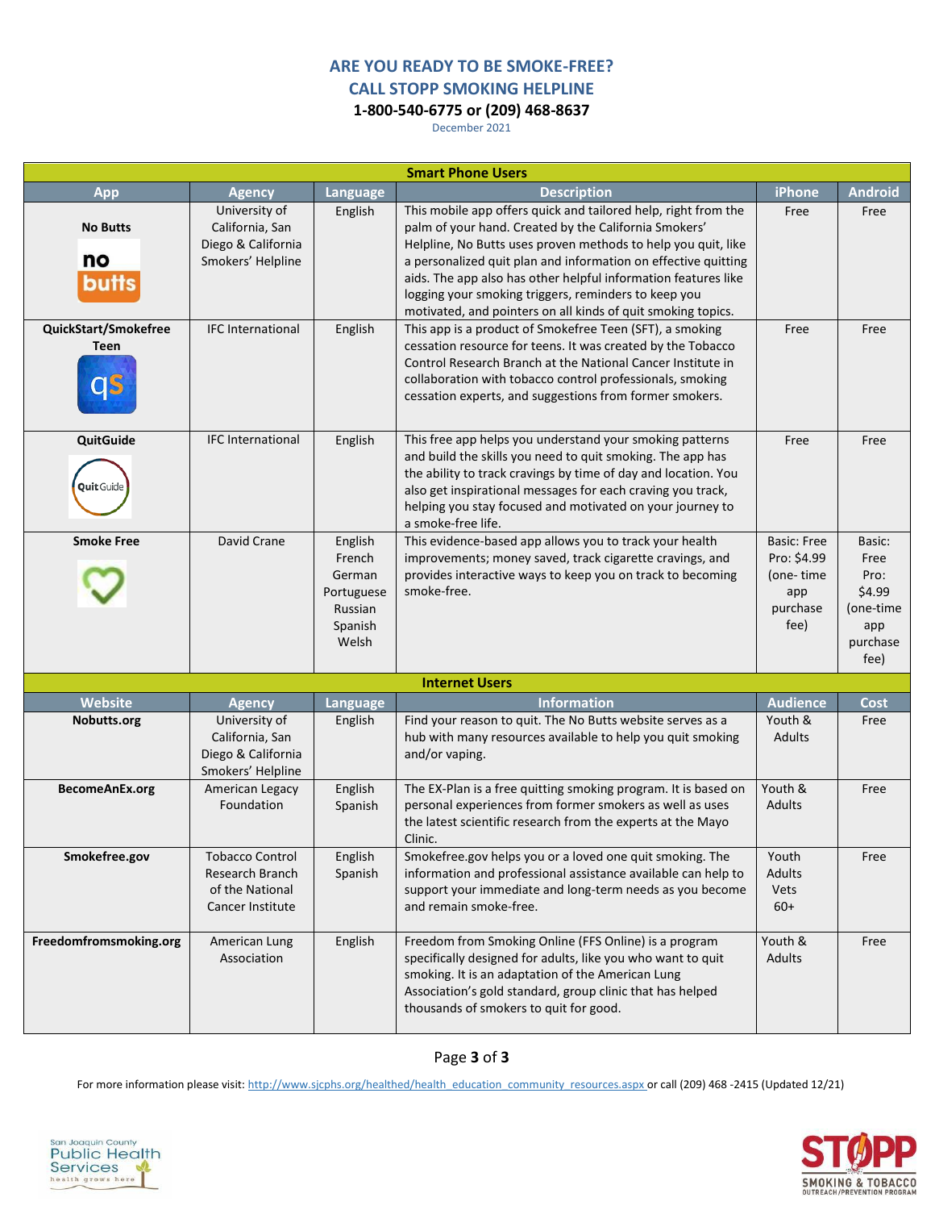## ARE YOU READY TO BE SMOKE-FREE?
## CALL STOPP SMOKING HELPLINE
**1-800-540-6775 or (209) 468-8637**

December 2021

| Smart Phone Users | | | | | |
|---|---|---|---|---|---|
| **App** | **Agency** | **Language** | **Description** | **iPhone** | **Android** |
| **No Butts** | University of California, San Diego & California Smokers' Helpline | English | This mobile app offers quick and tailored help, right from the palm of your hand. Created by the California Smokers' Helpline, No Butts uses proven methods to help you quit, like a personalized quit plan and information on effective quitting aids. The app also has other helpful information features like logging your smoking triggers, reminders to keep you motivated, and pointers on all kinds of quit smoking topics. | Free | Free |
| **QuickStart/Smokefree Teen** | IFC International | English | This app is a product of Smokefree Teen (SFT), a smoking cessation resource for teens. It was created by the Tobacco Control Research Branch at the National Cancer Institute in collaboration with tobacco control professionals, smoking cessation experts, and suggestions from former smokers. | Free | Free |
| **QuitGuide** | IFC International | English | This free app helps you understand your smoking patterns and build the skills you need to quit smoking. The app has the ability to track cravings by time of day and location. You also get inspirational messages for each craving you track, helping you stay focused and motivated on your journey to a smoke-free life. | Free | Free |
| **Smoke Free** | David Crane | English French German Portuguese Russian Spanish Welsh | This evidence-based app allows you to track your health improvements; money saved, track cigarette cravings, and provides interactive ways to keep you on track to becoming smoke-free. | Basic: Free Pro: $4.99 (one- time app purchase fee) | Basic: Free Pro: $4.99 (one-time app purchase fee) |
| **Internet Users** | | | | | |
| **Website** | **Agency** | **Language** | **Information** | **Audience** | **Cost** |
| **Nobutts.org** | University of California, San Diego & California Smokers' Helpline | English | Find your reason to quit. The No Butts website serves as a hub with many resources available to help you quit smoking and/or vaping. | Youth & Adults | Free |
| **BecomeAnEx.org** | American Legacy Foundation | English Spanish | The EX-Plan is a free quitting smoking program. It is based on personal experiences from former smokers as well as uses the latest scientific research from the experts at the Mayo Clinic. | Youth & Adults | Free |
| **Smokefree.gov** | Tobacco Control Research Branch of the National Cancer Institute | English Spanish | Smokefree.gov helps you or a loved one quit smoking. The information and professional assistance available can help to support your immediate and long-term needs as you become and remain smoke-free. | Youth Adults Vets 60+ | Free |
| **Freedomfromsmoking.org** | American Lung Association | English | Freedom from Smoking Online (FFS Online) is a program specifically designed for adults, like you who want to quit smoking. It is an adaptation of the American Lung Association's gold standard, group clinic that has helped thousands of smokers to quit for good. | Youth & Adults | Free |

For more information please visit: http://www.sjcphs.org/healthed/health_education_community_resources.aspx or call (209) 468 -2415 (Updated 12/21)

San Joaquin County Public Health Services — health grows here

STOPP SMOKING & TOBACCO OUTREACH/PREVENTION PROGRAM